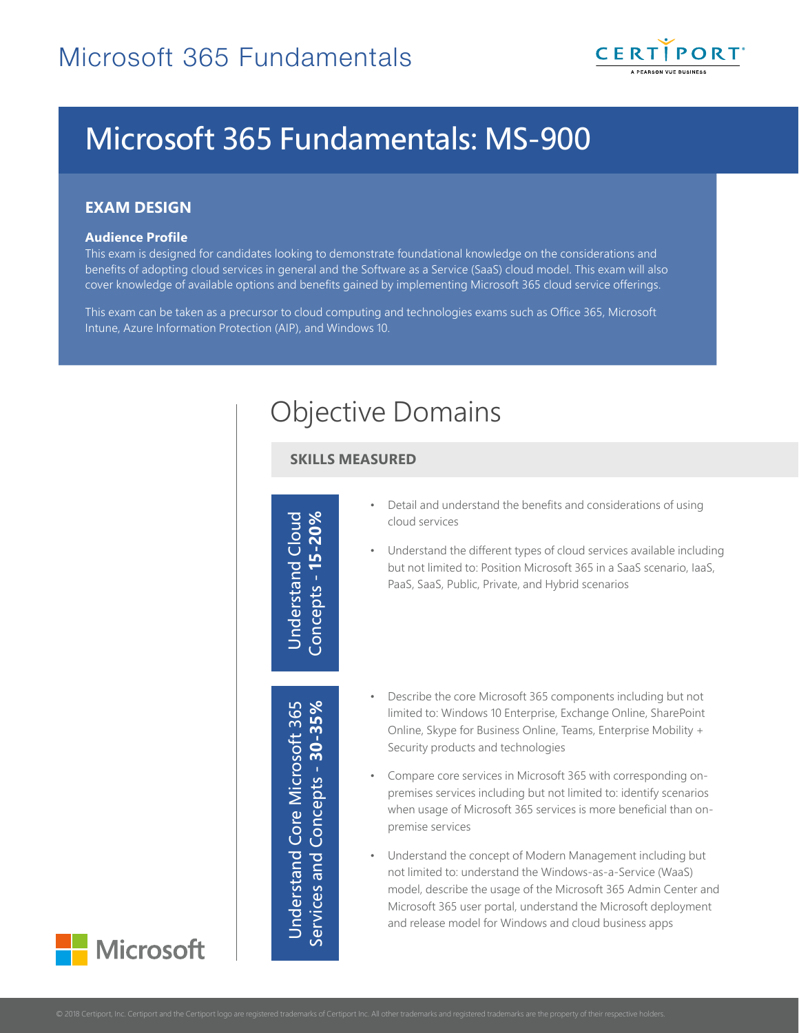# Microsoft 365 Fundamentals

## Microsoft 365 Fundamentals: MS-900

### EXAM DESIGN

**Audience Profile**

This exam is designed for candidates looking to demonstrate foundational knowledge on the considerations and benefits of adopting cloud services in general and the Software as a Service (SaaS) cloud model. This exam will also cover knowledge of available options and benefits gained by implementing Microsoft 365 cloud service offerings.

This exam can be taken as a precursor to cloud computing and technologies exams such as Office 365, Microsoft Intune, Azure Information Protection (AIP), and Windows 10.

## Objective Domains

### SKILLS MEASURED

#### Understand Cloud Concepts - **15-20%**

- Detail and understand the benefits and considerations of using cloud services
- Understand the different types of cloud services available including but not limited to: Position Microsoft 365 in a SaaS scenario, IaaS, PaaS, SaaS, Public, Private, and Hybrid scenarios

#### Understand Core Microsoft 365 Services and Concepts - **30-35%**

- Describe the core Microsoft 365 components including but not limited to: Windows 10 Enterprise, Exchange Online, SharePoint Online, Skype for Business Online, Teams, Enterprise Mobility + Security products and technologies
- Compare core services in Microsoft 365 with corresponding on-premises services including but not limited to: identify scenarios when usage of Microsoft 365 services is more beneficial than on-premise services
- Understand the concept of Modern Management including but not limited to: understand the Windows-as-a-Service (WaaS) model, describe the usage of the Microsoft 365 Admin Center and Microsoft 365 user portal, understand the Microsoft deployment and release model for Windows and cloud business apps

© 2018 Certiport, Inc. Certiport and the Certiport logo are registered trademarks of Certiport Inc. All other trademarks and registered trademarks are the property of their respective holders.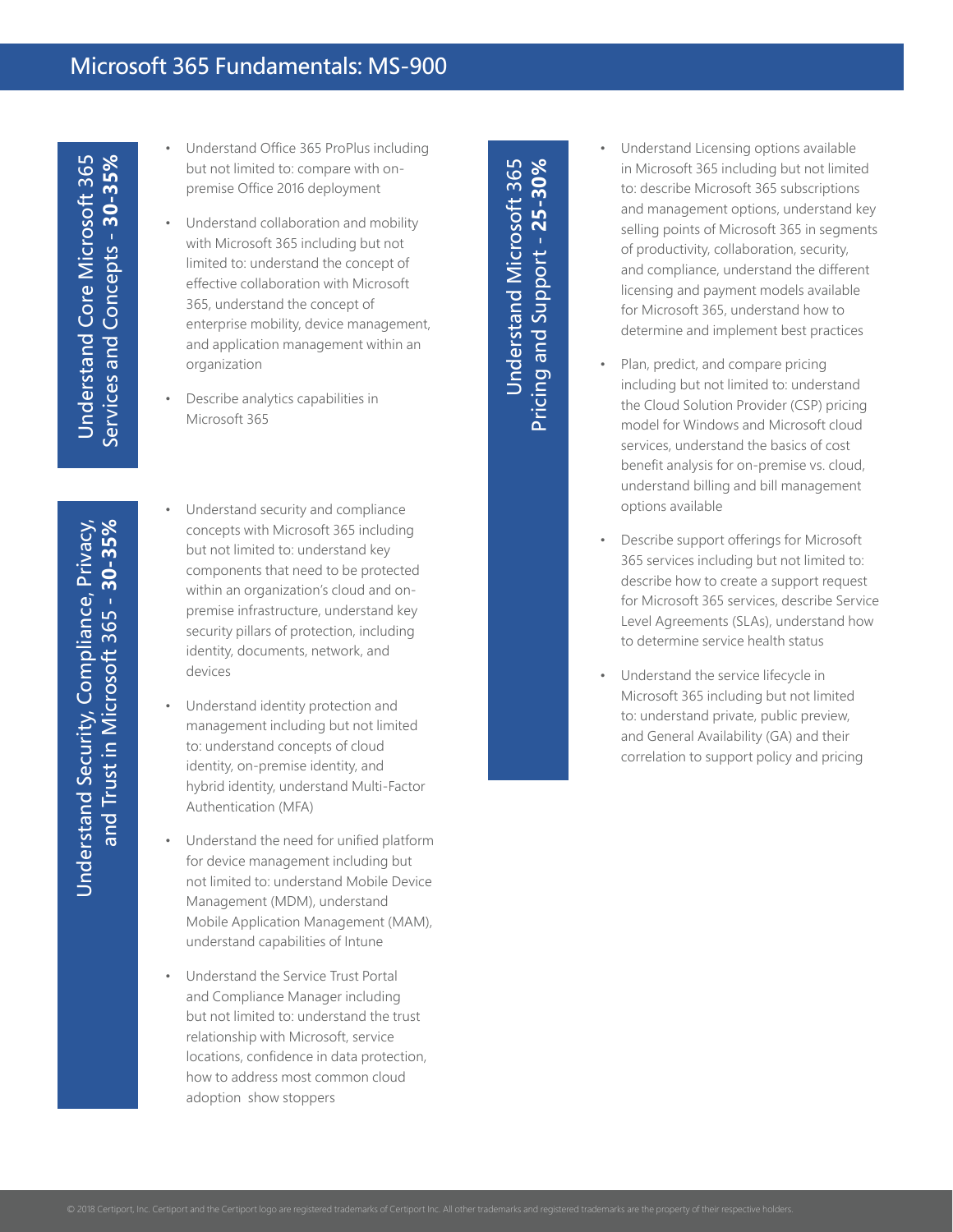# Microsoft 365 Fundamentals: MS-900

## Understand Core Microsoft 365 Services and Concepts - **30-35%**

- Understand Office 365 ProPlus including but not limited to: compare with on-premise Office 2016 deployment
- Understand collaboration and mobility with Microsoft 365 including but not limited to: understand the concept of effective collaboration with Microsoft 365, understand the concept of enterprise mobility, device management, and application management within an organization
- Describe analytics capabilities in Microsoft 365

## Understand Security, Compliance, Privacy, and Trust in Microsoft 365 - **30-35%**

- Understand security and compliance concepts with Microsoft 365 including but not limited to: understand key components that need to be protected within an organization's cloud and on-premise infrastructure, understand key security pillars of protection, including identity, documents, network, and devices
- Understand identity protection and management including but not limited to: understand concepts of cloud identity, on-premise identity, and hybrid identity, understand Multi-Factor Authentication (MFA)
- Understand the need for unified platform for device management including but not limited to: understand Mobile Device Management (MDM), understand Mobile Application Management (MAM), understand capabilities of Intune
- Understand the Service Trust Portal and Compliance Manager including but not limited to: understand the trust relationship with Microsoft, service locations, confidence in data protection, how to address most common cloud adoption show stoppers

## Understand Microsoft 365 Pricing and Support - **25-30%**

- Understand Licensing options available in Microsoft 365 including but not limited to: describe Microsoft 365 subscriptions and management options, understand key selling points of Microsoft 365 in segments of productivity, collaboration, security, and compliance, understand the different licensing and payment models available for Microsoft 365, understand how to determine and implement best practices
- Plan, predict, and compare pricing including but not limited to: understand the Cloud Solution Provider (CSP) pricing model for Windows and Microsoft cloud services, understand the basics of cost benefit analysis for on-premise vs. cloud, understand billing and bill management options available
- Describe support offerings for Microsoft 365 services including but not limited to: describe how to create a support request for Microsoft 365 services, describe Service Level Agreements (SLAs), understand how to determine service health status
- Understand the service lifecycle in Microsoft 365 including but not limited to: understand private, public preview, and General Availability (GA) and their correlation to support policy and pricing

© 2018 Certiport, Inc. Certiport and the Certiport logo are registered trademarks of Certiport Inc. All other trademarks and registered trademarks are the property of their respective holders.